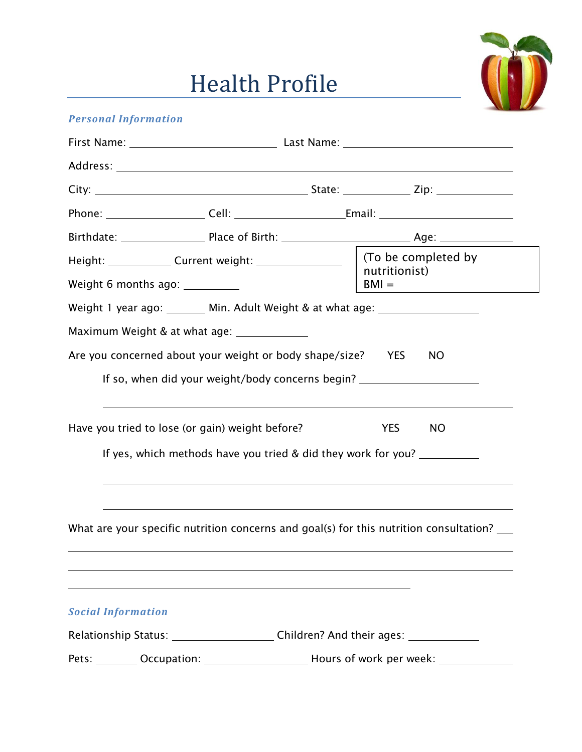# Health Profile

***Personal Information***

First Name: ______________________ Last Name: _________________________

Address: ____________________________________________________________

City: ________________________________ State: __________ Zip: ___________

Phone: _______________ Cell: _________________ Email: ____________________

Birthdate: ____________ Place of Birth: ____________________ Age: ___________

Height: _________ Current weight: ____________

Weight 6 months ago: ________

(To be completed by nutritionist)
BMI =

Weight 1 year ago: ______ Min. Adult Weight & at what age: _______________

Maximum Weight & at what age: ___________

Are you concerned about your weight or body shape/size? YES NO

If so, when did your weight/body concerns begin? __________________

______________________________________________________________

Have you tried to lose (or gain) weight before? YES NO

If yes, which methods have you tried & did they work for you? _________

______________________________________________________________

______________________________________________________________

What are your specific nutrition concerns and goal(s) for this nutrition consultation? ___

____________________________________________________________________

____________________________________________________________________

_____________________________________________________

***Social Information***

Relationship Status: ________________ Children? And their ages: ___________

Pets: ______ Occupation: _______________ Hours of work per week: ___________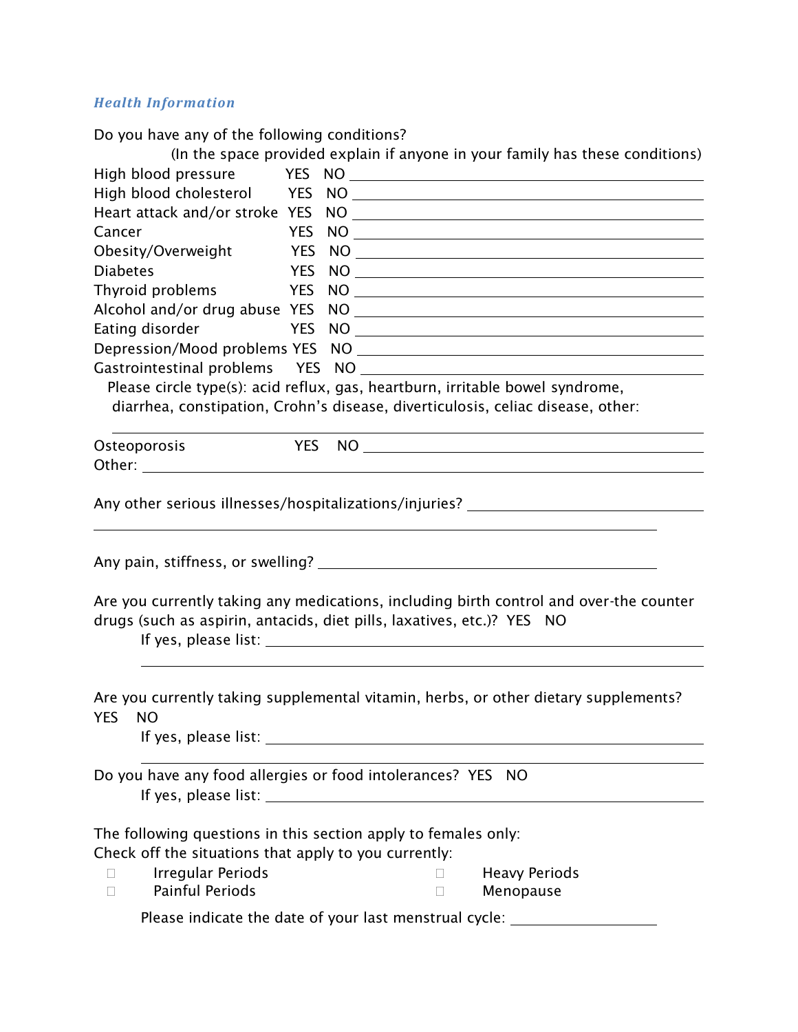*Health Information*

Do you have any of the following conditions?

(In the space provided explain if anyone in your family has these conditions)

High blood pressure YES NO \_\_\_\_\_\_\_\_\_\_\_\_\_\_\_\_\_\_\_\_\_\_\_\_\_\_\_\_\_\_

High blood cholesterol YES NO \_\_\_\_\_\_\_\_\_\_\_\_\_\_\_\_\_\_\_\_\_\_\_\_\_\_\_\_\_\_

Heart attack and/or stroke YES NO \_\_\_\_\_\_\_\_\_\_\_\_\_\_\_\_\_\_\_\_\_\_\_\_\_\_\_\_\_\_

Cancer YES NO \_\_\_\_\_\_\_\_\_\_\_\_\_\_\_\_\_\_\_\_\_\_\_\_\_\_\_\_\_\_

Obesity/Overweight YES NO \_\_\_\_\_\_\_\_\_\_\_\_\_\_\_\_\_\_\_\_\_\_\_\_\_\_\_\_\_\_

Diabetes YES NO \_\_\_\_\_\_\_\_\_\_\_\_\_\_\_\_\_\_\_\_\_\_\_\_\_\_\_\_\_\_

Thyroid problems YES NO \_\_\_\_\_\_\_\_\_\_\_\_\_\_\_\_\_\_\_\_\_\_\_\_\_\_\_\_\_\_

Alcohol and/or drug abuse YES NO \_\_\_\_\_\_\_\_\_\_\_\_\_\_\_\_\_\_\_\_\_\_\_\_\_\_\_\_\_\_

Eating disorder YES NO \_\_\_\_\_\_\_\_\_\_\_\_\_\_\_\_\_\_\_\_\_\_\_\_\_\_\_\_\_\_

Depression/Mood problems YES NO \_\_\_\_\_\_\_\_\_\_\_\_\_\_\_\_\_\_\_\_\_\_\_\_\_\_\_\_\_\_

Gastrointestinal problems YES NO \_\_\_\_\_\_\_\_\_\_\_\_\_\_\_\_\_\_\_\_\_\_\_\_\_\_\_\_\_\_

Please circle type(s): acid reflux, gas, heartburn, irritable bowel syndrome, diarrhea, constipation, Crohn's disease, diverticulosis, celiac disease, other:

\_\_\_\_\_\_\_\_\_\_\_\_\_\_\_\_\_\_\_\_\_\_\_\_\_\_\_\_\_\_\_\_\_\_\_\_\_\_\_\_\_\_\_\_\_\_\_\_\_\_\_\_\_\_\_\_

Osteoporosis YES NO \_\_\_\_\_\_\_\_\_\_\_\_\_\_\_\_\_\_\_\_\_\_\_\_\_\_\_\_\_\_

Other: \_\_\_\_\_\_\_\_\_\_\_\_\_\_\_\_\_\_\_\_\_\_\_\_\_\_\_\_\_\_\_\_\_\_\_\_\_\_\_\_\_\_\_\_\_\_\_\_\_\_\_\_\_\_

Any other serious illnesses/hospitalizations/injuries? \_\_\_\_\_\_\_\_\_\_\_\_\_\_\_\_\_\_\_\_\_\_\_\_

\_\_\_\_\_\_\_\_\_\_\_\_\_\_\_\_\_\_\_\_\_\_\_\_\_\_\_\_\_\_\_\_\_\_\_\_\_\_\_\_\_\_\_\_\_\_\_\_\_\_\_\_

Any pain, stiffness, or swelling? \_\_\_\_\_\_\_\_\_\_\_\_\_\_\_\_\_\_\_\_\_\_\_\_\_\_\_\_\_\_

Are you currently taking any medications, including birth control and over-the counter drugs (such as aspirin, antacids, diet pills, laxatives, etc.)? YES NO

If yes, please list: \_\_\_\_\_\_\_\_\_\_\_\_\_\_\_\_\_\_\_\_\_\_\_\_\_\_\_\_\_\_\_\_\_\_\_\_\_\_\_\_

\_\_\_\_\_\_\_\_\_\_\_\_\_\_\_\_\_\_\_\_\_\_\_\_\_\_\_\_\_\_\_\_\_\_\_\_\_\_\_\_\_\_\_\_\_\_\_\_\_\_\_\_

Are you currently taking supplemental vitamin, herbs, or other dietary supplements? YES NO

If yes, please list: \_\_\_\_\_\_\_\_\_\_\_\_\_\_\_\_\_\_\_\_\_\_\_\_\_\_\_\_\_\_\_\_\_\_\_\_\_\_\_\_

\_\_\_\_\_\_\_\_\_\_\_\_\_\_\_\_\_\_\_\_\_\_\_\_\_\_\_\_\_\_\_\_\_\_\_\_\_\_\_\_\_\_\_\_\_\_\_\_\_\_\_\_

Do you have any food allergies or food intolerances? YES NO

If yes, please list: \_\_\_\_\_\_\_\_\_\_\_\_\_\_\_\_\_\_\_\_\_\_\_\_\_\_\_\_\_\_\_\_\_\_\_\_\_\_\_\_

The following questions in this section apply to females only:

Check off the situations that apply to you currently:

- ☐ Irregular Periods
- ☐ Heavy Periods
- ☐ Painful Periods
- ☐ Menopause

Please indicate the date of your last menstrual cycle: \_\_\_\_\_\_\_\_\_\_\_\_\_\_\_\_\_\_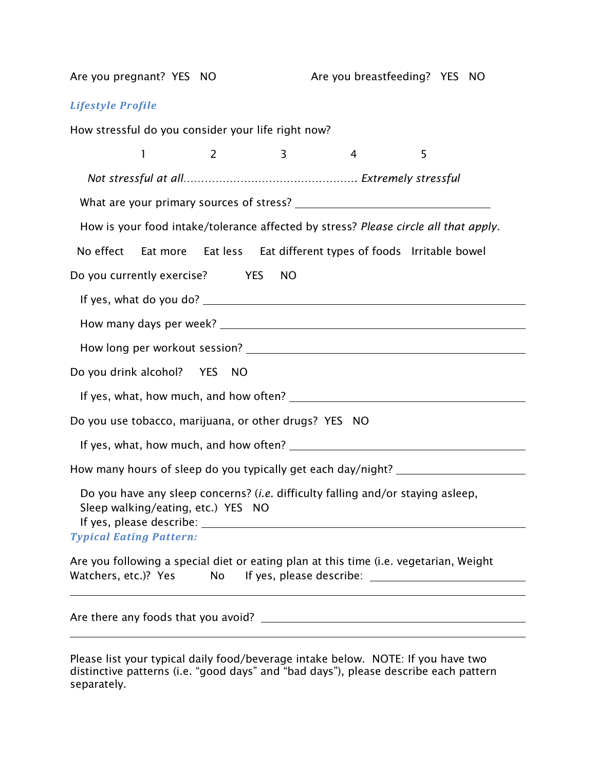Are you pregnant?  YES   NO                                Are you breastfeeding?   YES   NO

### *Lifestyle Profile*

How stressful do you consider your life right now?

1 2 3 4 5

*Not stressful at all................................................ Extremely stressful*

What are your primary sources of stress? ______________________________

How is your food intake/tolerance affected by stress? *Please circle all that apply.*

No effect    Eat more    Eat less    Eat different types of foods    Irritable bowel

Do you currently exercise?    YES    NO

If yes, what do you do? ______________________________

How many days per week? ______________________________

How long per workout session? ______________________________

Do you drink alcohol?    YES    NO

If yes, what, how much, and how often? ______________________________

Do you use tobacco, marijuana, or other drugs?  YES   NO

If yes, what, how much, and how often? ______________________________

How many hours of sleep do you typically get each day/night? ______________

Do you have any sleep concerns? (*i.e.* difficulty falling and/or staying asleep, Sleep walking/eating, etc.)  YES   NO
If yes, please describe: ______________________________

### *Typical Eating Pattern:*

Are you following a special diet or eating plan at this time (i.e. vegetarian, Weight Watchers, etc.)?  Yes     No     If yes, please describe: ______________________________

______________________________________________________________

Are there any foods that you avoid? ______________________________

______________________________________________________________

Please list your typical daily food/beverage intake below.  NOTE: If you have two distinctive patterns (i.e. "good days" and "bad days"), please describe each pattern separately.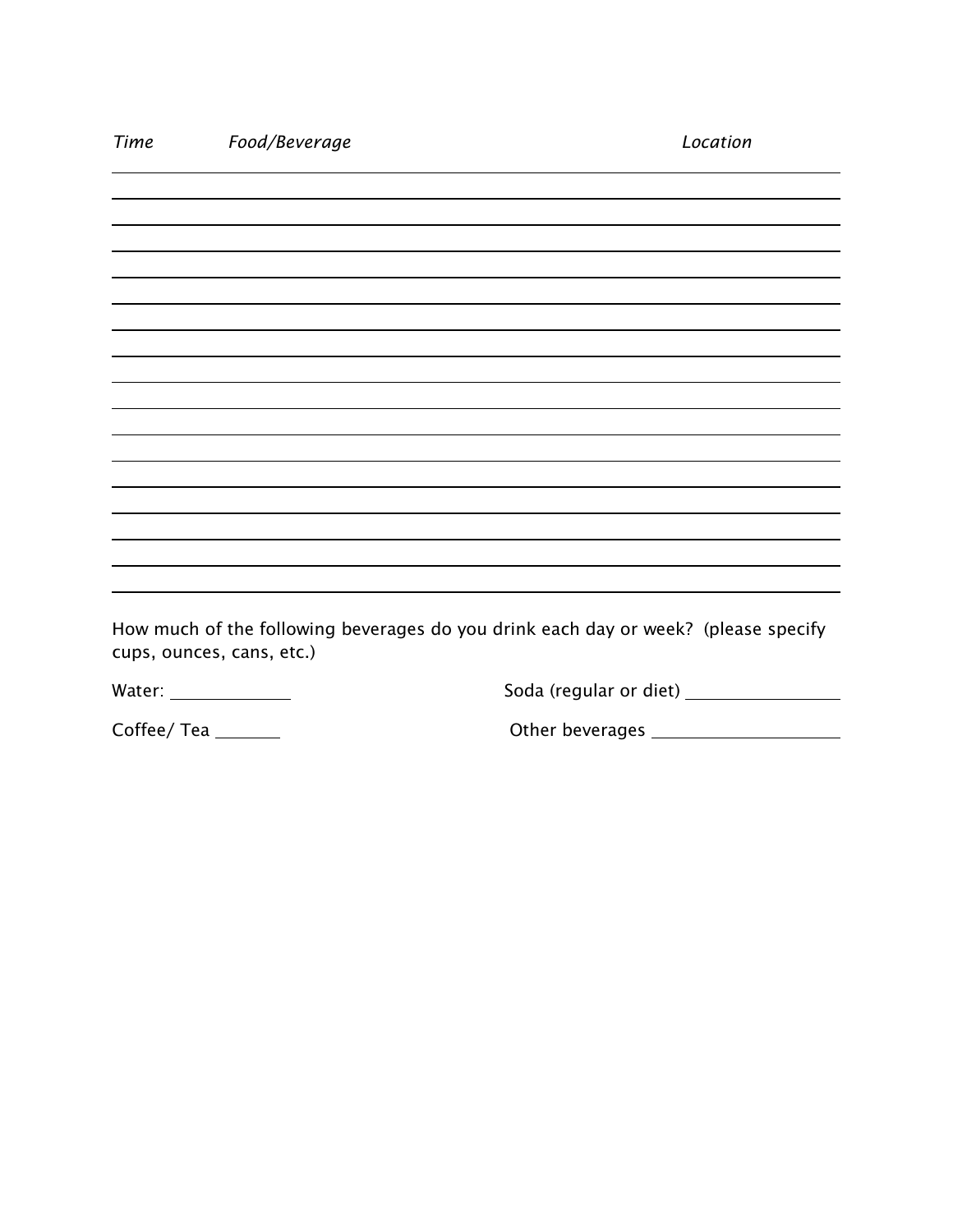| *Time* | *Food/Beverage* | *Location* |
|---|---|---|
| | | |
| | | |
| | | |
| | | |
| | | |
| | | |
| | | |
| | | |
| | | |
| | | |
| | | |
| | | |
| | | |
| | | |
| | | |
| | | |

How much of the following beverages do you drink each day or week? (please specify cups, ounces, cans, etc.)

Water: ____________

Soda (regular or diet) ________________

Coffee/ Tea _______

Other beverages ____________________